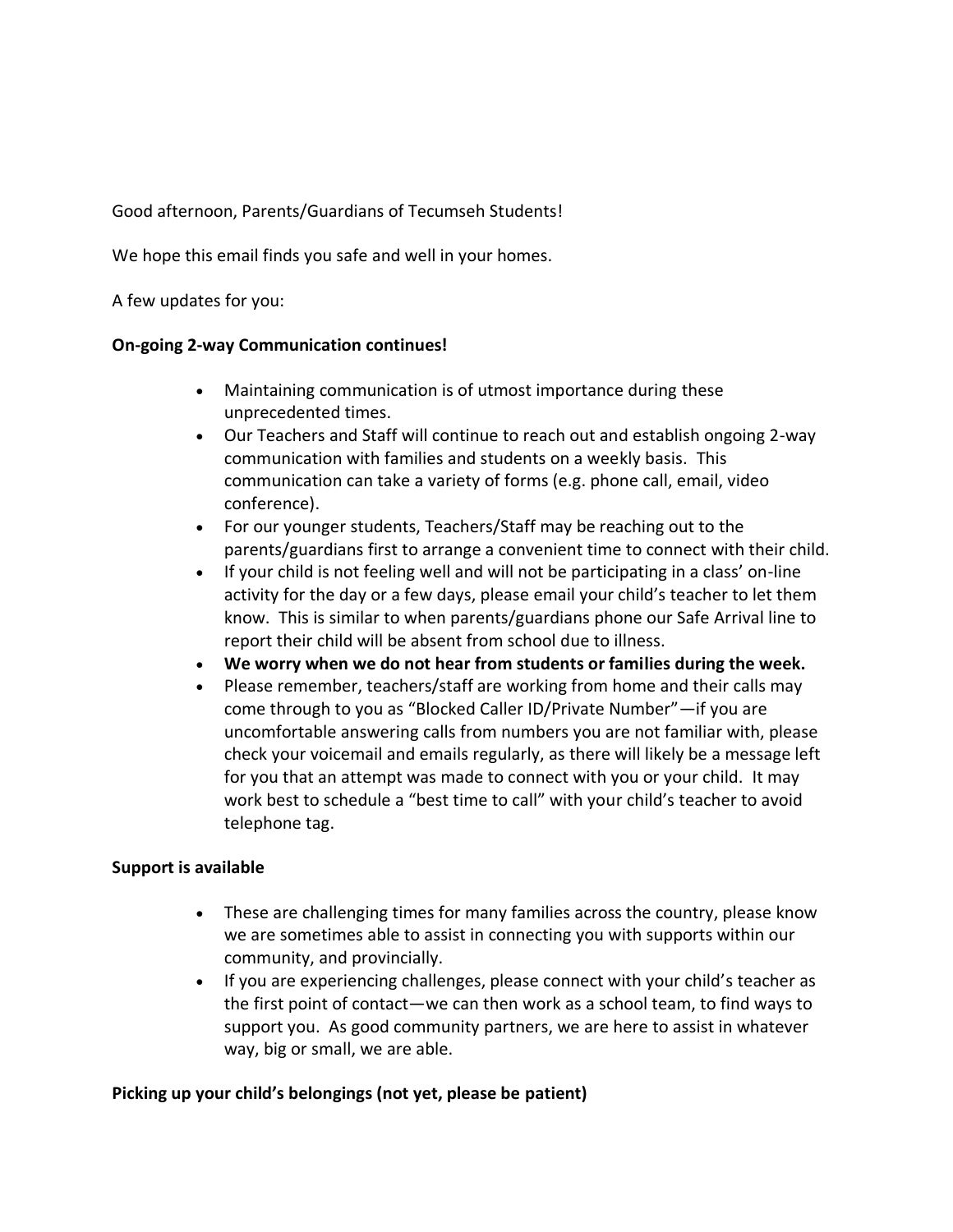Good afternoon, Parents/Guardians of Tecumseh Students!

We hope this email finds you safe and well in your homes.

A few updates for you:

**On-going 2-way Communication continues!**

- Maintaining communication is of utmost importance during these unprecedented times.
- Our Teachers and Staff will continue to reach out and establish ongoing 2-way communication with families and students on a weekly basis. This communication can take a variety of forms (e.g. phone call, email, video conference).
- For our younger students, Teachers/Staff may be reaching out to the parents/guardians first to arrange a convenient time to connect with their child.
- If your child is not feeling well and will not be participating in a class' on-line activity for the day or a few days, please email your child's teacher to let them know. This is similar to when parents/guardians phone our Safe Arrival line to report their child will be absent from school due to illness.
- **We worry when we do not hear from students or families during the week.**
- Please remember, teachers/staff are working from home and their calls may come through to you as "Blocked Caller ID/Private Number"—if you are uncomfortable answering calls from numbers you are not familiar with, please check your voicemail and emails regularly, as there will likely be a message left for you that an attempt was made to connect with you or your child. It may work best to schedule a "best time to call" with your child's teacher to avoid telephone tag.

**Support is available**

- These are challenging times for many families across the country, please know we are sometimes able to assist in connecting you with supports within our community, and provincially.
- If you are experiencing challenges, please connect with your child's teacher as the first point of contact—we can then work as a school team, to find ways to support you. As good community partners, we are here to assist in whatever way, big or small, we are able.

**Picking up your child's belongings (not yet, please be patient)**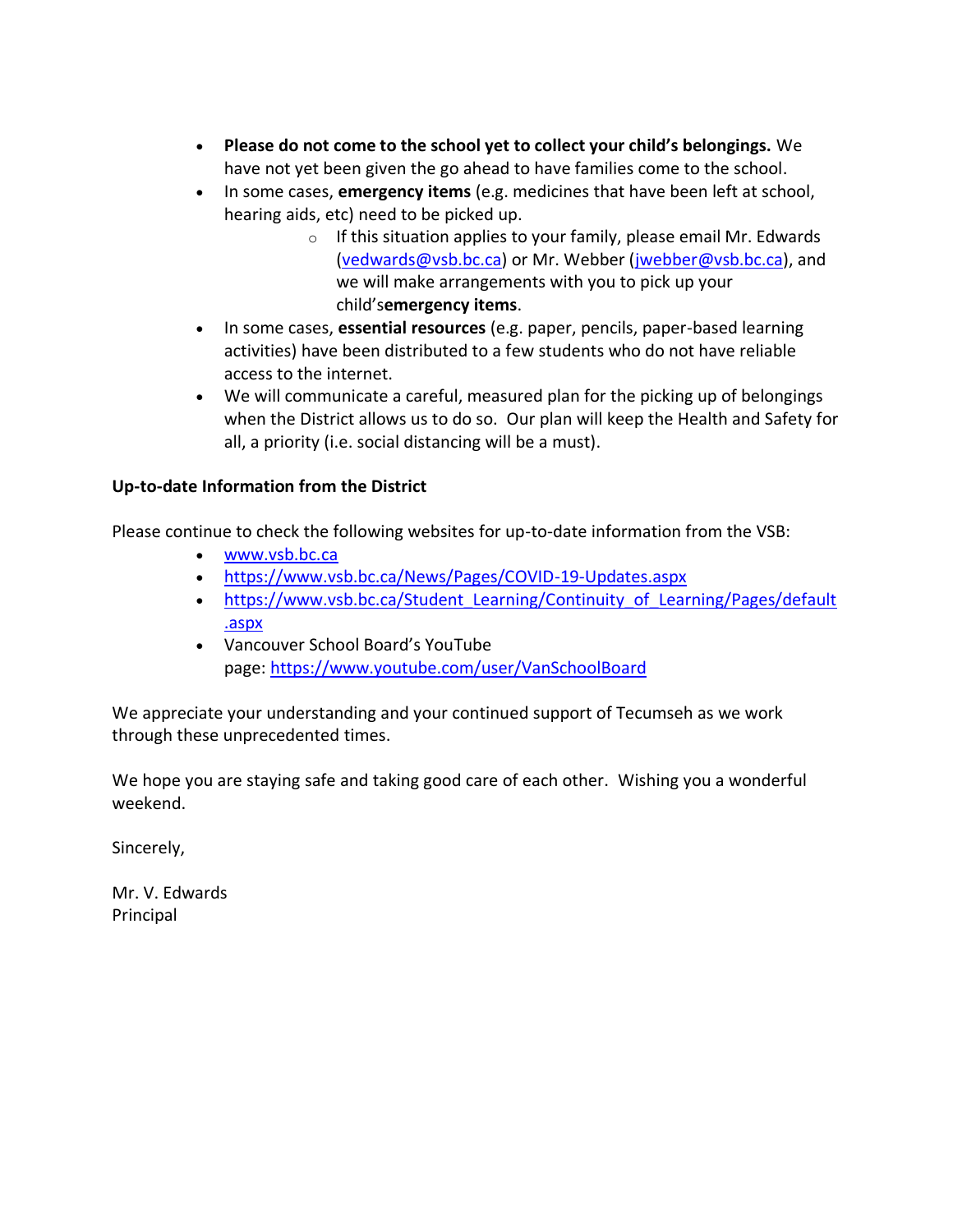- **Please do not come to the school yet to collect your child's belongings.** We have not yet been given the go ahead to have families come to the school.
- In some cases, **emergency items** (e.g. medicines that have been left at school, hearing aids, etc) need to be picked up.
    - If this situation applies to your family, please email Mr. Edwards (vedwards@vsb.bc.ca) or Mr. Webber (jwebber@vsb.bc.ca), and we will make arrangements with you to pick up your child's**emergency items**.
- In some cases, **essential resources** (e.g. paper, pencils, paper-based learning activities) have been distributed to a few students who do not have reliable access to the internet.
- We will communicate a careful, measured plan for the picking up of belongings when the District allows us to do so. Our plan will keep the Health and Safety for all, a priority (i.e. social distancing will be a must).

**Up-to-date Information from the District**

Please continue to check the following websites for up-to-date information from the VSB:

- www.vsb.bc.ca
- https://www.vsb.bc.ca/News/Pages/COVID-19-Updates.aspx
- https://www.vsb.bc.ca/Student_Learning/Continuity_of_Learning/Pages/default.aspx
- Vancouver School Board's YouTube page: https://www.youtube.com/user/VanSchoolBoard

We appreciate your understanding and your continued support of Tecumseh as we work through these unprecedented times.

We hope you are staying safe and taking good care of each other. Wishing you a wonderful weekend.

Sincerely,

Mr. V. Edwards
Principal